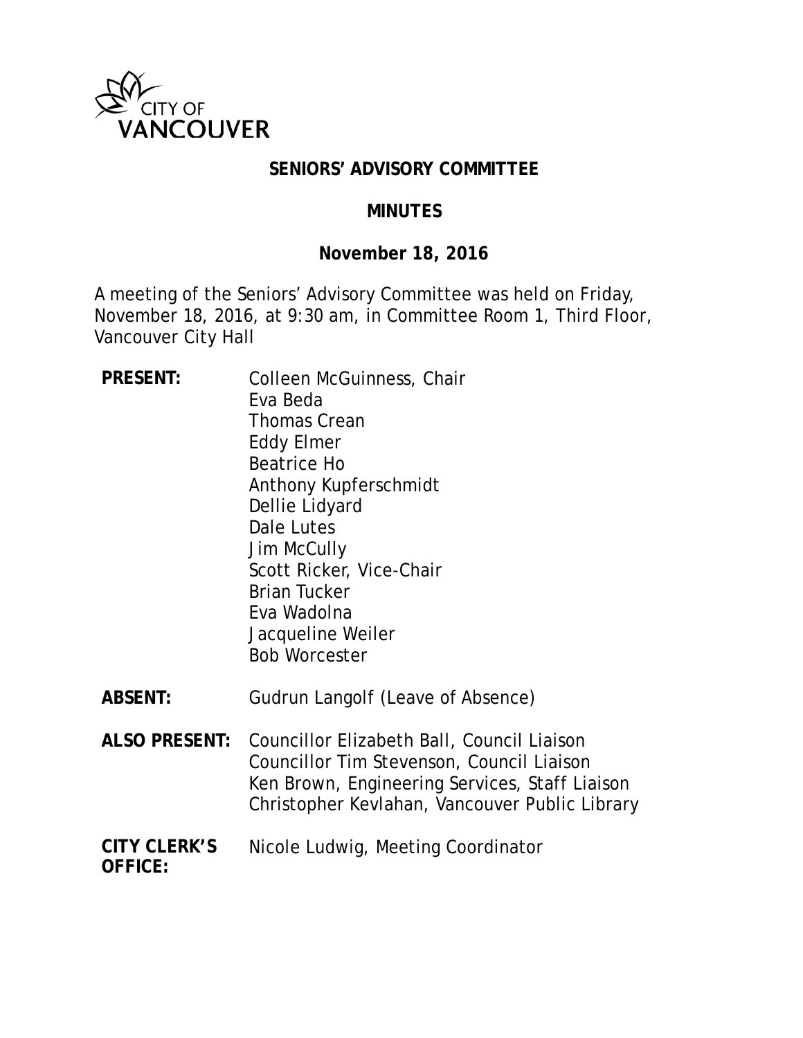CITY OF VANCOUVER

# SENIORS' ADVISORY COMMITTEE

## MINUTES

### November 18, 2016

A meeting of the Seniors' Advisory Committee was held on Friday, November 18, 2016, at 9:30 am, in Committee Room 1, Third Floor, Vancouver City Hall

**PRESENT:** Colleen McGuinness, Chair
Eva Beda
Thomas Crean
Eddy Elmer
Beatrice Ho
Anthony Kupferschmidt
Dellie Lidyard
Dale Lutes
Jim McCully
Scott Ricker, Vice-Chair
Brian Tucker
Eva Wadolna
Jacqueline Weiler
Bob Worcester

**ABSENT:** Gudrun Langolf (Leave of Absence)

**ALSO PRESENT:** Councillor Elizabeth Ball, Council Liaison
Councillor Tim Stevenson, Council Liaison
Ken Brown, Engineering Services, Staff Liaison
Christopher Kevlahan, Vancouver Public Library

**CITY CLERK'S OFFICE:** Nicole Ludwig, Meeting Coordinator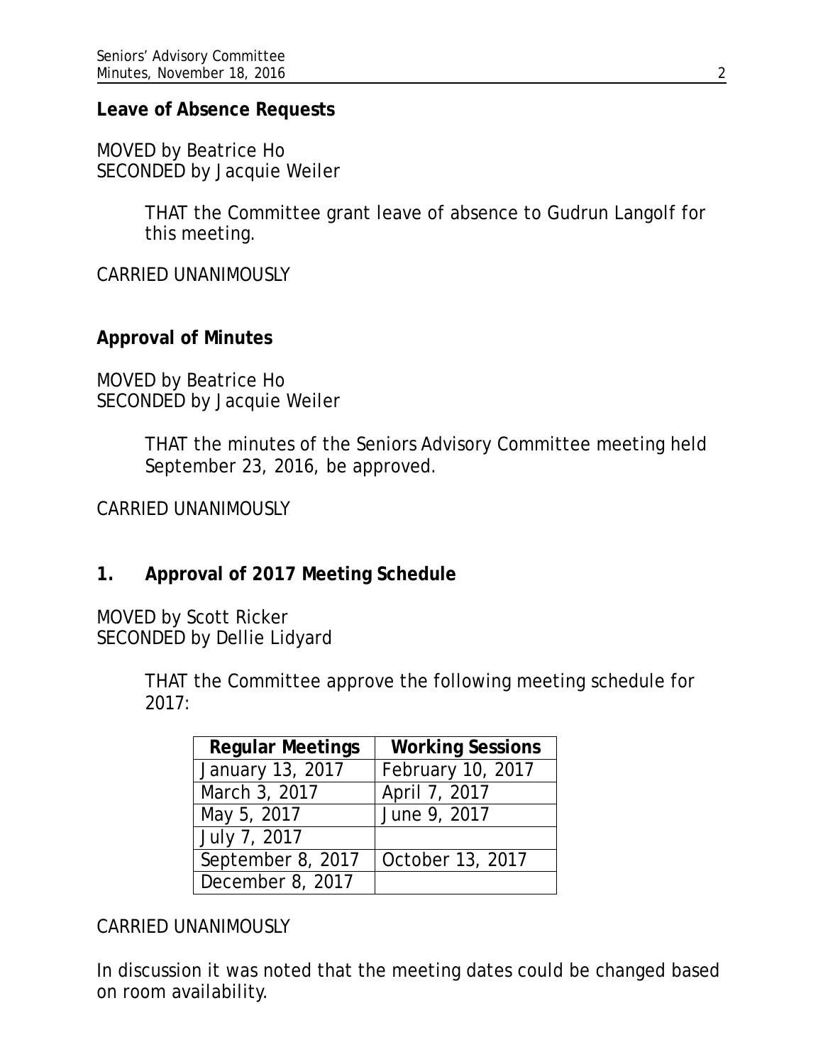**Leave of Absence Requests**

MOVED by Beatrice Ho
SECONDED by Jacquie Weiler

> THAT the Committee grant leave of absence to Gudrun Langolf for this meeting.

CARRIED UNANIMOUSLY

**Approval of Minutes**

MOVED by Beatrice Ho
SECONDED by Jacquie Weiler

> THAT the minutes of the Seniors Advisory Committee meeting held September 23, 2016, be approved.

CARRIED UNANIMOUSLY

## 1. Approval of 2017 Meeting Schedule

MOVED by Scott Ricker
SECONDED by Dellie Lidyard

> THAT the Committee approve the following meeting schedule for 2017:

| Regular Meetings | Working Sessions |
|---|---|
| January 13, 2017 | February 10, 2017 |
| March 3, 2017 | April 7, 2017 |
| May 5, 2017 | June 9, 2017 |
| July 7, 2017 | |
| September 8, 2017 | October 13, 2017 |
| December 8, 2017 | |

CARRIED UNANIMOUSLY

In discussion it was noted that the meeting dates could be changed based on room availability.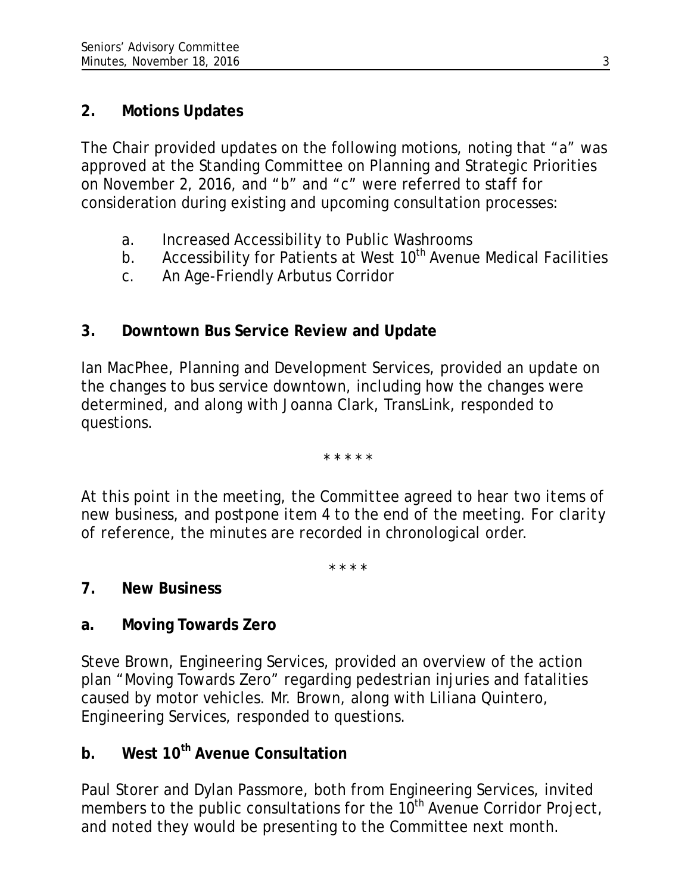## 2. Motions Updates

The Chair provided updates on the following motions, noting that "a" was approved at the Standing Committee on Planning and Strategic Priorities on November 2, 2016, and "b" and "c" were referred to staff for consideration during existing and upcoming consultation processes:

a. Increased Accessibility to Public Washrooms
b. Accessibility for Patients at West 10th Avenue Medical Facilities
c. An Age-Friendly Arbutus Corridor

## 3. Downtown Bus Service Review and Update

Ian MacPhee, Planning and Development Services, provided an update on the changes to bus service downtown, including how the changes were determined, and along with Joanna Clark, TransLink, responded to questions.

\* \* \* \* \*

*At this point in the meeting, the Committee agreed to hear two items of new business, and postpone item 4 to the end of the meeting. For clarity of reference, the minutes are recorded in chronological order.*

\* \* \* \*

## 7. New Business

### a. Moving Towards Zero

Steve Brown, Engineering Services, provided an overview of the action plan "Moving Towards Zero" regarding pedestrian injuries and fatalities caused by motor vehicles. Mr. Brown, along with Liliana Quintero, Engineering Services, responded to questions.

### b. West 10th Avenue Consultation

Paul Storer and Dylan Passmore, both from Engineering Services, invited members to the public consultations for the 10th Avenue Corridor Project, and noted they would be presenting to the Committee next month.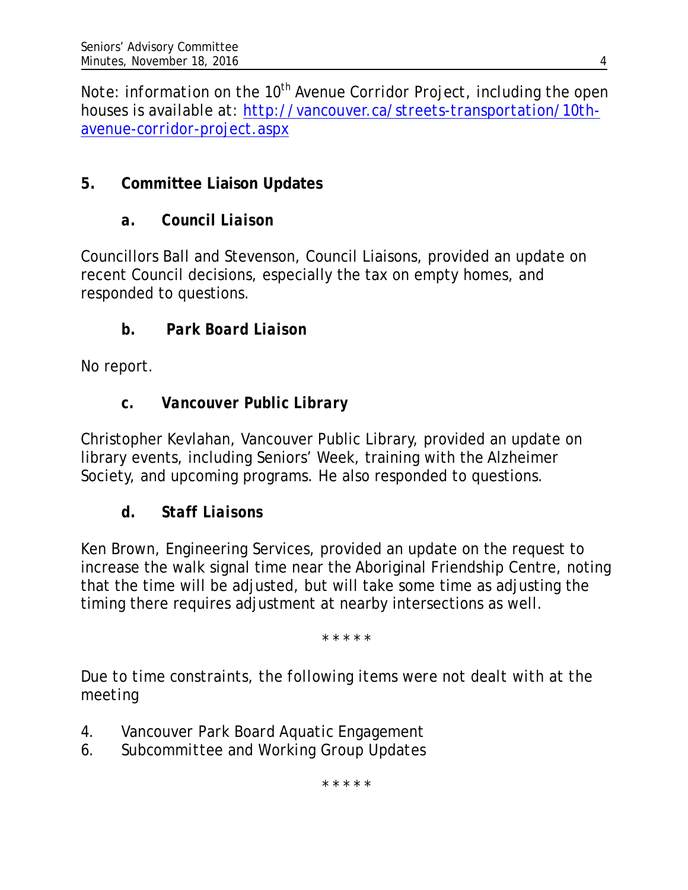*Note: information on the 10th Avenue Corridor Project, including the open houses is available at: [http://vancouver.ca/streets-transportation/10th-avenue-corridor-project.aspx](http://vancouver.ca/streets-transportation/10th-avenue-corridor-project.aspx)*

## 5. Committee Liaison Updates

### *a. Council Liaison*

Councillors Ball and Stevenson, Council Liaisons, provided an update on recent Council decisions, especially the tax on empty homes, and responded to questions.

### *b. Park Board Liaison*

No report.

### *c. Vancouver Public Library*

Christopher Kevlahan, Vancouver Public Library, provided an update on library events, including Seniors' Week, training with the Alzheimer Society, and upcoming programs. He also responded to questions.

### *d. Staff Liaisons*

Ken Brown, Engineering Services, provided an update on the request to increase the walk signal time near the Aboriginal Friendship Centre, noting that the time will be adjusted, but will take some time as adjusting the timing there requires adjustment at nearby intersections as well.

\* \* \* \* \*

*Due to time constraints, the following items were not dealt with at the meeting*

4. *Vancouver Park Board Aquatic Engagement*
6. *Subcommittee and Working Group Updates*

\* \* \* \* \*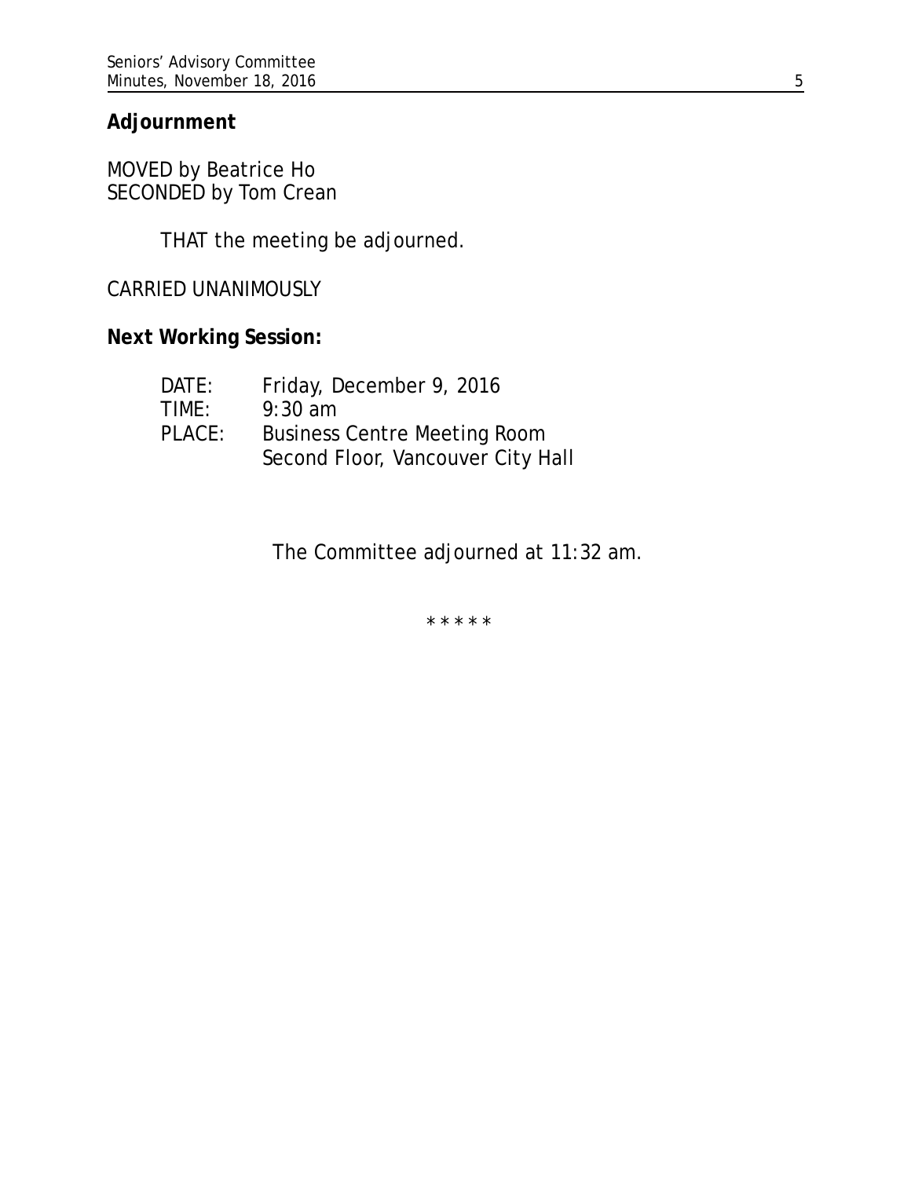**Adjournment**

MOVED by Beatrice Ho
SECONDED by Tom Crean

THAT the meeting be adjourned.

CARRIED UNANIMOUSLY

**Next Working Session:**

DATE: Friday, December 9, 2016
TIME: 9:30 am
PLACE: Business Centre Meeting Room
Second Floor, Vancouver City Hall

The Committee adjourned at 11:32 am.

* * * * *